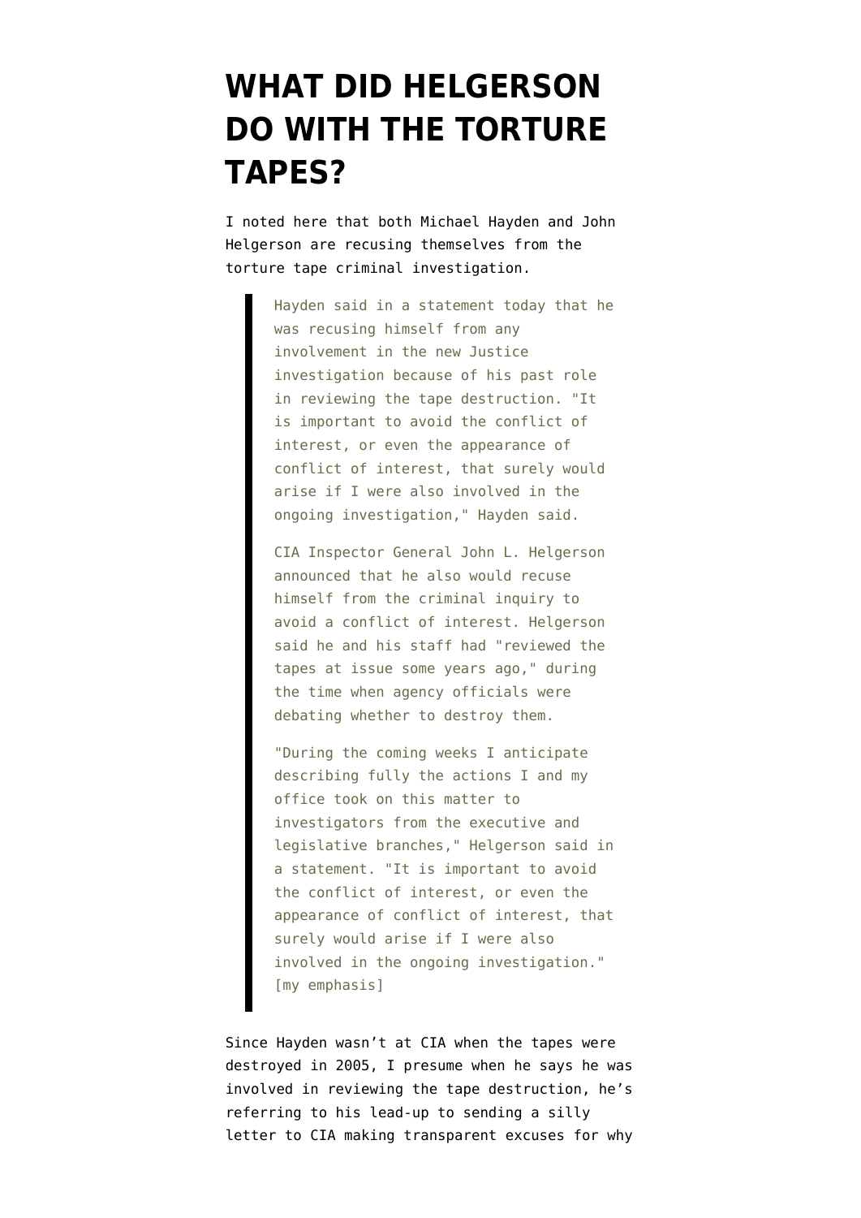# WHAT DID HELGERSON DO WITH THE TORTURE TAPES?

I noted here that both Michael Hayden and John Helgerson are recusing themselves from the torture tape criminal investigation.

> Hayden said in a statement today that he was recusing himself from any involvement in the new Justice investigation because of his past role in reviewing the tape destruction. "It is important to avoid the conflict of interest, or even the appearance of conflict of interest, that surely would arise if I were also involved in the ongoing investigation," Hayden said.
>
> CIA Inspector General John L. Helgerson announced that he also would recuse himself from the criminal inquiry to avoid a conflict of interest. Helgerson said he and his staff had "reviewed the tapes at issue some years ago," during the time when agency officials were debating whether to destroy them.
>
> "During the coming weeks I anticipate describing fully the actions I and my office took on this matter to investigators from the executive and legislative branches," Helgerson said in a statement. "It is important to avoid the conflict of interest, or even the appearance of conflict of interest, that surely would arise if I were also involved in the ongoing investigation." [my emphasis]

Since Hayden wasn't at CIA when the tapes were destroyed in 2005, I presume when he says he was involved in reviewing the tape destruction, he's referring to his lead-up to sending a silly letter to CIA making transparent excuses for why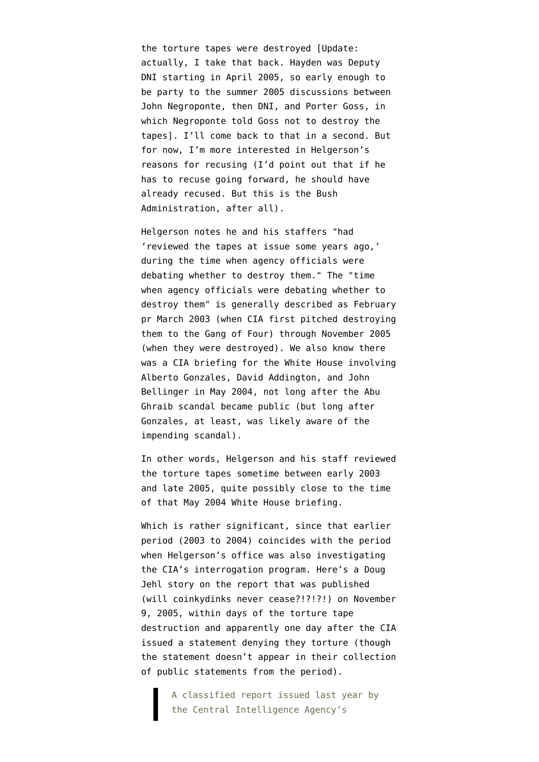the torture tapes were destroyed [Update: actually, I take that back. Hayden was Deputy DNI starting in April 2005, so early enough to be party to the summer 2005 discussions between John Negroponte, then DNI, and Porter Goss, in which Negroponte told Goss not to destroy the tapes]. I'll come back to that in a second. But for now, I'm more interested in Helgerson's reasons for recusing (I'd point out that if he has to recuse going forward, he should have already recused. But this is the Bush Administration, after all).

Helgerson notes he and his staffers "had 'reviewed the tapes at issue some years ago,' during the time when agency officials were debating whether to destroy them." The "time when agency officials were debating whether to destroy them" is generally described as February pr March 2003 (when CIA first pitched destroying them to the Gang of Four) through November 2005 (when they were destroyed). We also know there was a CIA briefing for the White House involving Alberto Gonzales, David Addington, and John Bellinger in May 2004, not long after the Abu Ghraib scandal became public (but long after Gonzales, at least, was likely aware of the impending scandal).

In other words, Helgerson and his staff reviewed the torture tapes sometime between early 2003 and late 2005, quite possibly close to the time of that May 2004 White House briefing.

Which is rather significant, since that earlier period (2003 to 2004) coincides with the period when Helgerson's office was also investigating the CIA's interrogation program. Here's a Doug Jehl story on the report that was published (will coinkydinks never cease?!?!?!) on November 9, 2005, within days of the torture tape destruction and apparently one day after the CIA issued a statement denying they torture (though the statement doesn't appear in their collection of public statements from the period).

> A classified report issued last year by the Central Intelligence Agency's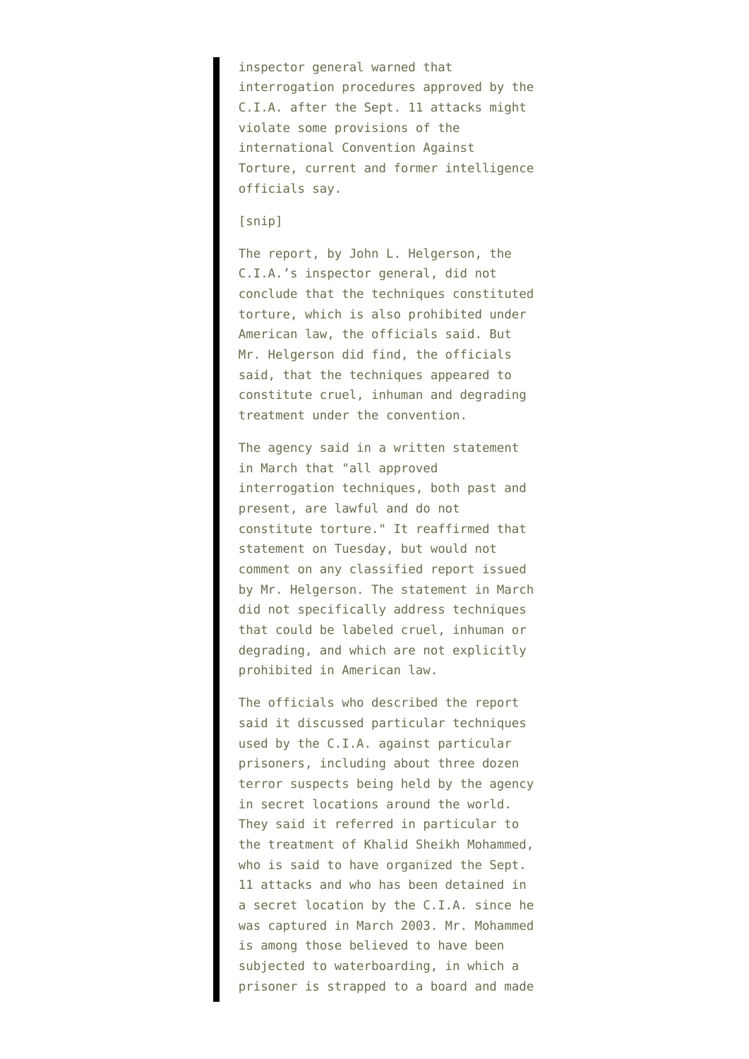> inspector general warned that interrogation procedures approved by the C.I.A. after the Sept. 11 attacks might violate some provisions of the international Convention Against Torture, current and former intelligence officials say.
>
> [snip]
>
> The report, by John L. Helgerson, the C.I.A.'s inspector general, did not conclude that the techniques constituted torture, which is also prohibited under American law, the officials said. But Mr. Helgerson did find, the officials said, that the techniques appeared to constitute cruel, inhuman and degrading treatment under the convention.
>
> The agency said in a written statement in March that "all approved interrogation techniques, both past and present, are lawful and do not constitute torture." It reaffirmed that statement on Tuesday, but would not comment on any classified report issued by Mr. Helgerson. The statement in March did not specifically address techniques that could be labeled cruel, inhuman or degrading, and which are not explicitly prohibited in American law.
>
> The officials who described the report said it discussed particular techniques used by the C.I.A. against particular prisoners, including about three dozen terror suspects being held by the agency in secret locations around the world. They said it referred in particular to the treatment of Khalid Sheikh Mohammed, who is said to have organized the Sept. 11 attacks and who has been detained in a secret location by the C.I.A. since he was captured in March 2003. Mr. Mohammed is among those believed to have been subjected to waterboarding, in which a prisoner is strapped to a board and made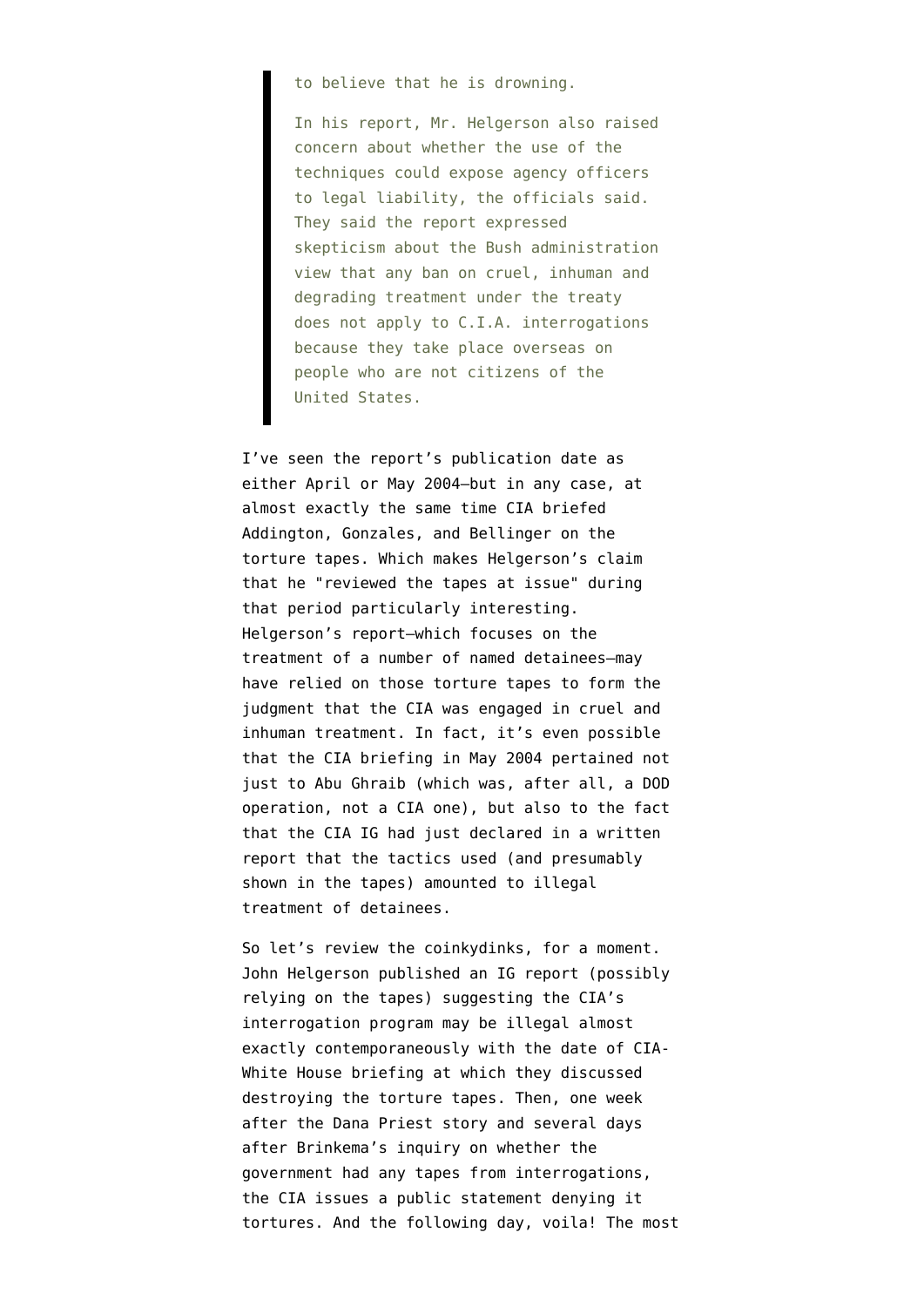> to believe that he is drowning.
>
> In his report, Mr. Helgerson also raised concern about whether the use of the techniques could expose agency officers to legal liability, the officials said. They said the report expressed skepticism about the Bush administration view that any ban on cruel, inhuman and degrading treatment under the treaty does not apply to C.I.A. interrogations because they take place overseas on people who are not citizens of the United States.

I've seen the report's publication date as either April or May 2004–but in any case, at almost exactly the same time CIA briefed Addington, Gonzales, and Bellinger on the torture tapes. Which makes Helgerson's claim that he "reviewed the tapes at issue" during that period particularly interesting. Helgerson's report–which focuses on the treatment of a number of named detainees–may have relied on those torture tapes to form the judgment that the CIA was engaged in cruel and inhuman treatment. In fact, it's even possible that the CIA briefing in May 2004 pertained not just to Abu Ghraib (which was, after all, a DOD operation, not a CIA one), but also to the fact that the CIA IG had just declared in a written report that the tactics used (and presumably shown in the tapes) amounted to illegal treatment of detainees.

So let's review the coinkydinks, for a moment. John Helgerson published an IG report (possibly relying on the tapes) suggesting the CIA's interrogation program may be illegal almost exactly contemporaneously with the date of CIA-White House briefing at which they discussed destroying the torture tapes. Then, one week after the Dana Priest story and several days after Brinkema's inquiry on whether the government had any tapes from interrogations, the CIA issues a public statement denying it tortures. And the following day, voila! The most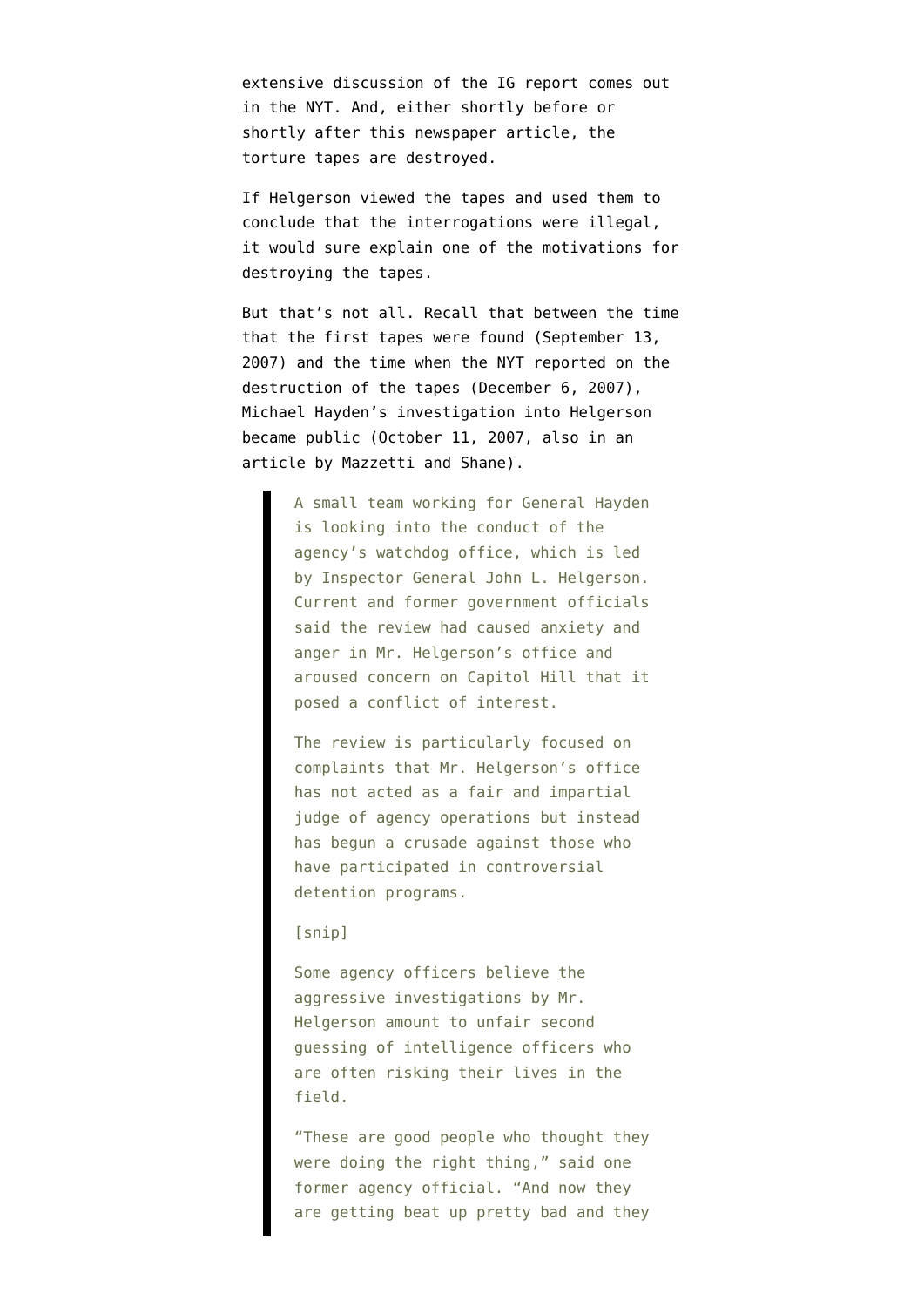extensive discussion of the IG report comes out in the NYT. And, either shortly before or shortly after this newspaper article, the torture tapes are destroyed.

If Helgerson viewed the tapes and used them to conclude that the interrogations were illegal, it would sure explain one of the motivations for destroying the tapes.

But that's not all. Recall that between the time that the first tapes were found (September 13, 2007) and the time when the NYT reported on the destruction of the tapes (December 6, 2007), Michael Hayden's investigation into Helgerson became public (October 11, 2007, also in an article by Mazzetti and Shane).

> A small team working for General Hayden is looking into the conduct of the agency's watchdog office, which is led by Inspector General John L. Helgerson. Current and former government officials said the review had caused anxiety and anger in Mr. Helgerson's office and aroused concern on Capitol Hill that it posed a conflict of interest.
>
> The review is particularly focused on complaints that Mr. Helgerson's office has not acted as a fair and impartial judge of agency operations but instead has begun a crusade against those who have participated in controversial detention programs.
>
> [snip]
>
> Some agency officers believe the aggressive investigations by Mr. Helgerson amount to unfair second guessing of intelligence officers who are often risking their lives in the field.
>
> "These are good people who thought they were doing the right thing," said one former agency official. "And now they are getting beat up pretty bad and they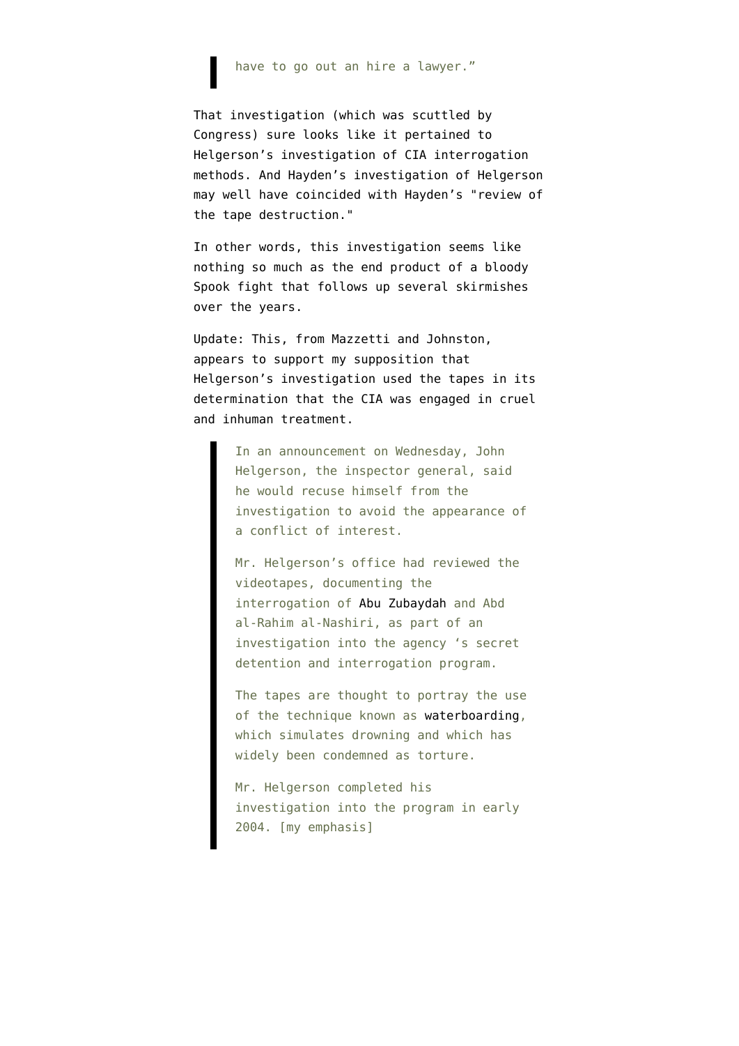> have to go out an hire a lawyer."

That investigation (which was scuttled by Congress) sure looks like it pertained to Helgerson's investigation of CIA interrogation methods. And Hayden's investigation of Helgerson may well have coincided with Hayden's "review of the tape destruction."

In other words, this investigation seems like nothing so much as the end product of a bloody Spook fight that follows up several skirmishes over the years.

Update: This, from Mazzetti and Johnston, appears to support my supposition that Helgerson's investigation used the tapes in its determination that the CIA was engaged in cruel and inhuman treatment.

> In an announcement on Wednesday, John Helgerson, the inspector general, said he would recuse himself from the investigation to avoid the appearance of a conflict of interest.
>
> Mr. Helgerson's office had reviewed the videotapes, documenting the interrogation of Abu Zubaydah and Abd al-Rahim al-Nashiri, as part of an investigation into the agency 's secret detention and interrogation program.
>
> The tapes are thought to portray the use of the technique known as waterboarding, which simulates drowning and which has widely been condemned as torture.
>
> Mr. Helgerson completed his investigation into the program in early 2004. [my emphasis]